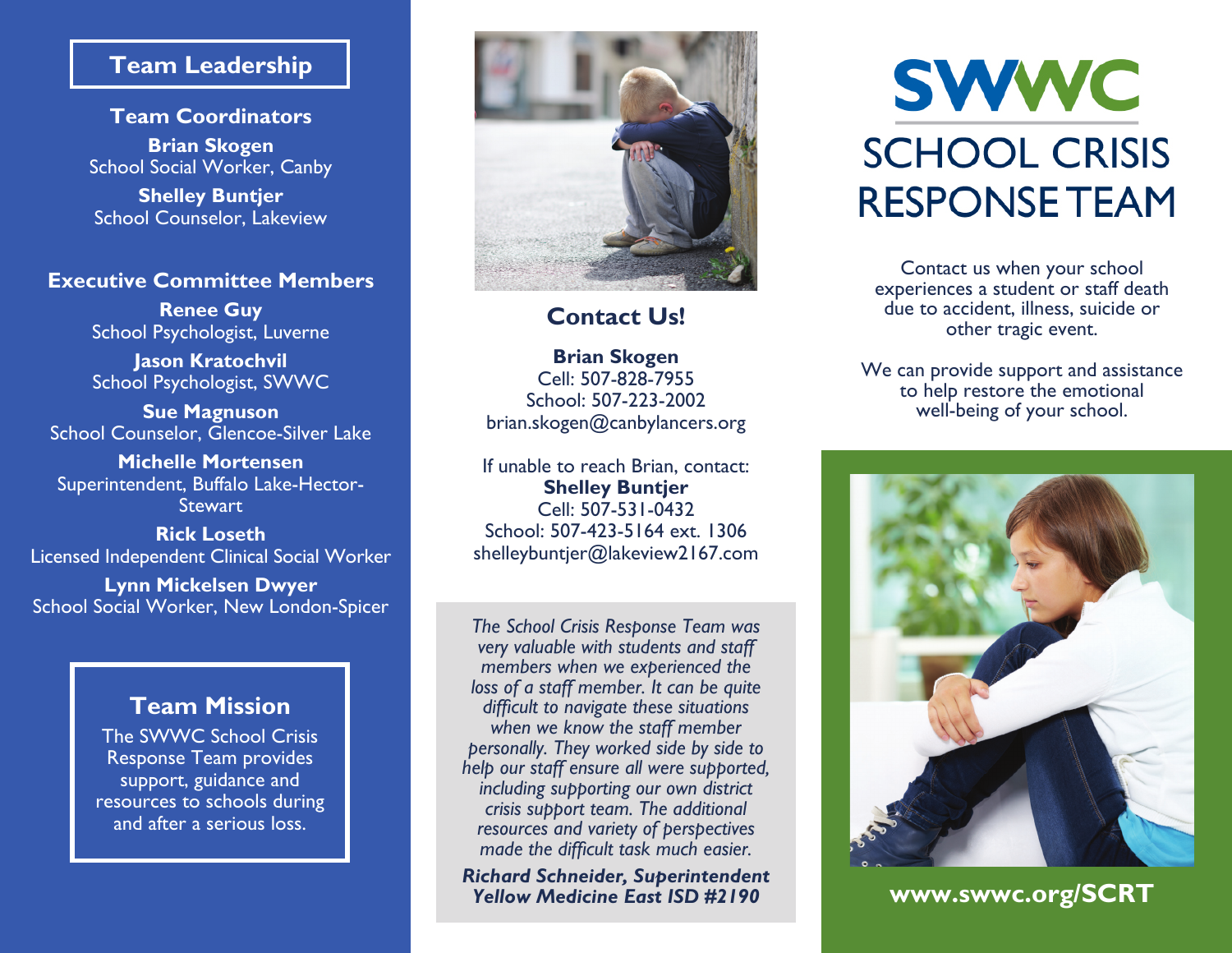## Team Leadership

### Team Coordinators

**Brian Skogen**
School Social Worker, Canby

**Shelley Buntjer**
School Counselor, Lakeview

### Executive Committee Members

**Renee Guy**
School Psychologist, Luverne

**Jason Kratochvil**
School Psychologist, SWWC

**Sue Magnuson**
School Counselor, Glencoe-Silver Lake

**Michelle Mortensen**
Superintendent, Buffalo Lake-Hector-Stewart

**Rick Loseth**
Licensed Independent Clinical Social Worker

**Lynn Mickelsen Dwyer**
School Social Worker, New London-Spicer

### Team Mission

The SWWC School Crisis Response Team provides support, guidance and resources to schools during and after a serious loss.

## Contact Us!

**Brian Skogen**
Cell: 507-828-7955
School: 507-223-2002
brian.skogen@canbylancers.org

If unable to reach Brian, contact:
**Shelley Buntjer**
Cell: 507-531-0432
School: 507-423-5164 ext. 1306
shelleybuntjer@lakeview2167.com

*The School Crisis Response Team was very valuable with students and staff members when we experienced the loss of a staff member. It can be quite difficult to navigate these situations when we know the staff member personally. They worked side by side to help our staff ensure all were supported, including supporting our own district crisis support team. The additional resources and variety of perspectives made the difficult task much easier.*

***Richard Schneider, Superintendent***
***Yellow Medicine East ISD #2190***

# SWWC
# SCHOOL CRISIS RESPONSE TEAM

Contact us when your school experiences a student or staff death due to accident, illness, suicide or other tragic event.

We can provide support and assistance to help restore the emotional well-being of your school.

**www.swwc.org/SCRT**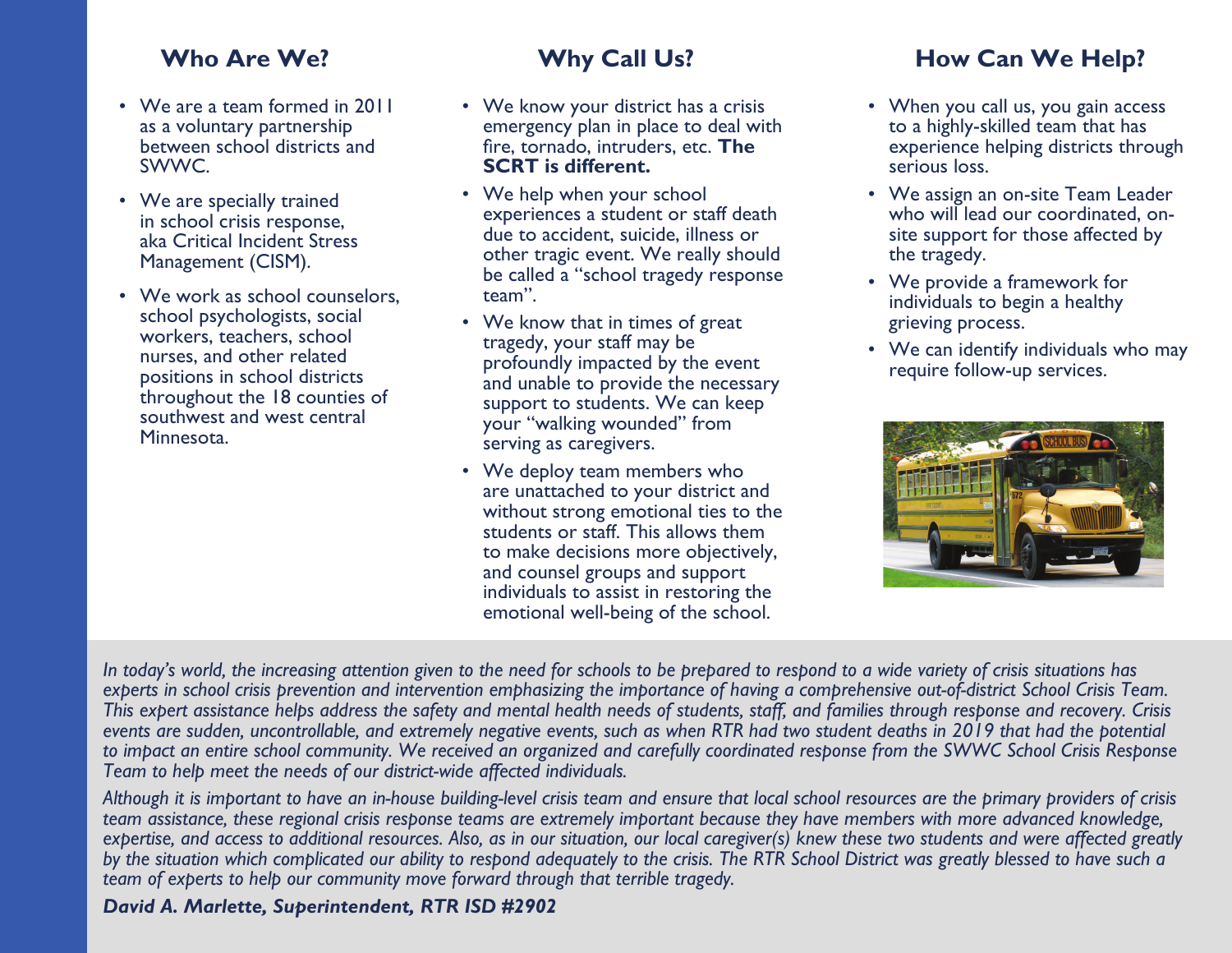## Who Are We?

- We are a team formed in 2011 as a voluntary partnership between school districts and SWWC.
- We are specially trained in school crisis response, aka Critical Incident Stress Management (CISM).
- We work as school counselors, school psychologists, social workers, teachers, school nurses, and other related positions in school districts throughout the 18 counties of southwest and west central Minnesota.

## Why Call Us?

- We know your district has a crisis emergency plan in place to deal with fire, tornado, intruders, etc. **The SCRT is different.**
- We help when your school experiences a student or staff death due to accident, suicide, illness or other tragic event. We really should be called a "school tragedy response team".
- We know that in times of great tragedy, your staff may be profoundly impacted by the event and unable to provide the necessary support to students. We can keep your "walking wounded" from serving as caregivers.
- We deploy team members who are unattached to your district and without strong emotional ties to the students or staff. This allows them to make decisions more objectively, and counsel groups and support individuals to assist in restoring the emotional well-being of the school.

## How Can We Help?

- When you call us, you gain access to a highly-skilled team that has experience helping districts through serious loss.
- We assign an on-site Team Leader who will lead our coordinated, on-site support for those affected by the tragedy.
- We provide a framework for individuals to begin a healthy grieving process.
- We can identify individuals who may require follow-up services.

*In today's world, the increasing attention given to the need for schools to be prepared to respond to a wide variety of crisis situations has experts in school crisis prevention and intervention emphasizing the importance of having a comprehensive out-of-district School Crisis Team. This expert assistance helps address the safety and mental health needs of students, staff, and families through response and recovery. Crisis events are sudden, uncontrollable, and extremely negative events, such as when RTR had two student deaths in 2019 that had the potential to impact an entire school community. We received an organized and carefully coordinated response from the SWWC School Crisis Response Team to help meet the needs of our district-wide affected individuals.*

*Although it is important to have an in-house building-level crisis team and ensure that local school resources are the primary providers of crisis team assistance, these regional crisis response teams are extremely important because they have members with more advanced knowledge, expertise, and access to additional resources. Also, as in our situation, our local caregiver(s) knew these two students and were affected greatly by the situation which complicated our ability to respond adequately to the crisis. The RTR School District was greatly blessed to have such a team of experts to help our community move forward through that terrible tragedy.*

***David A. Marlette, Superintendent, RTR ISD #2902***